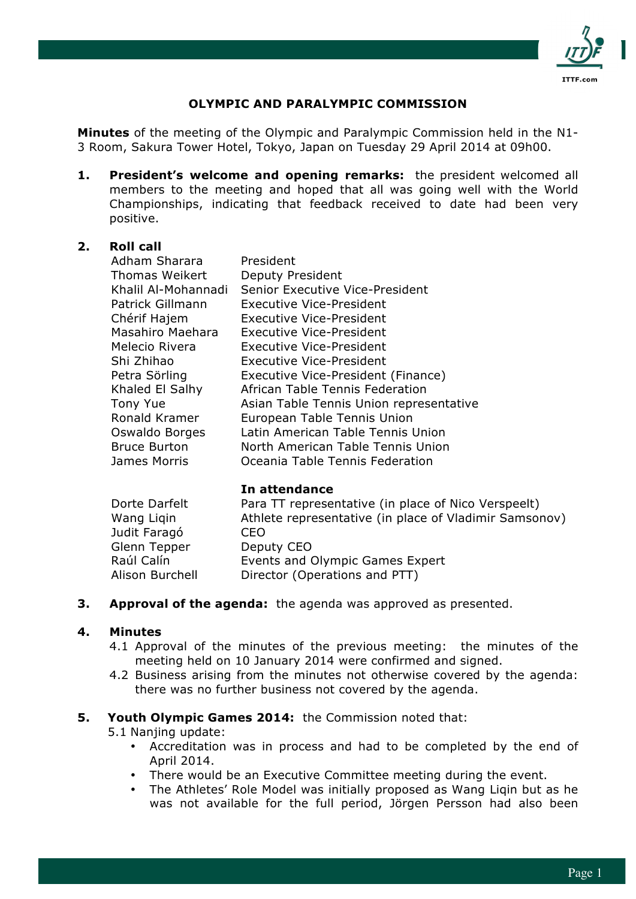# OLYMPIC AND PARALYMPIC COMMISSION

**Minutes** of the meeting of the Olympic and Paralympic Commission held in the N1-3 Room, Sakura Tower Hotel, Tokyo, Japan on Tuesday 29 April 2014 at 09h00.

1. **President's welcome and opening remarks:** the president welcomed all members to the meeting and hoped that all was going well with the World Championships, indicating that feedback received to date had been very positive.

2. **Roll call**

| | |
|---|---|
| Adham Sharara | President |
| Thomas Weikert | Deputy President |
| Khalil Al-Mohannadi | Senior Executive Vice-President |
| Patrick Gillmann | Executive Vice-President |
| Chérif Hajem | Executive Vice-President |
| Masahiro Maehara | Executive Vice-President |
| Melecio Rivera | Executive Vice-President |
| Shi Zhihao | Executive Vice-President |
| Petra Sörling | Executive Vice-President (Finance) |
| Khaled El Salhy | African Table Tennis Federation |
| Tony Yue | Asian Table Tennis Union representative |
| Ronald Kramer | European Table Tennis Union |
| Oswaldo Borges | Latin American Table Tennis Union |
| Bruce Burton | North American Table Tennis Union |
| James Morris | Oceania Table Tennis Federation |

**In attendance**

| | |
|---|---|
| Dorte Darfelt | Para TT representative (in place of Nico Verspeelt) |
| Wang Liqin | Athlete representative (in place of Vladimir Samsonov) |
| Judit Faragó | CEO |
| Glenn Tepper | Deputy CEO |
| Raúl Calín | Events and Olympic Games Expert |
| Alison Burchell | Director (Operations and PTT) |

3. **Approval of the agenda:** the agenda was approved as presented.

4. **Minutes**
   - 4.1 Approval of the minutes of the previous meeting: the minutes of the meeting held on 10 January 2014 were confirmed and signed.
   - 4.2 Business arising from the minutes not otherwise covered by the agenda: there was no further business not covered by the agenda.

5. **Youth Olympic Games 2014:** the Commission noted that:
   - 5.1 Nanjing update:
     - Accreditation was in process and had to be completed by the end of April 2014.
     - There would be an Executive Committee meeting during the event.
     - The Athletes' Role Model was initially proposed as Wang Liqin but as he was not available for the full period, Jörgen Persson had also been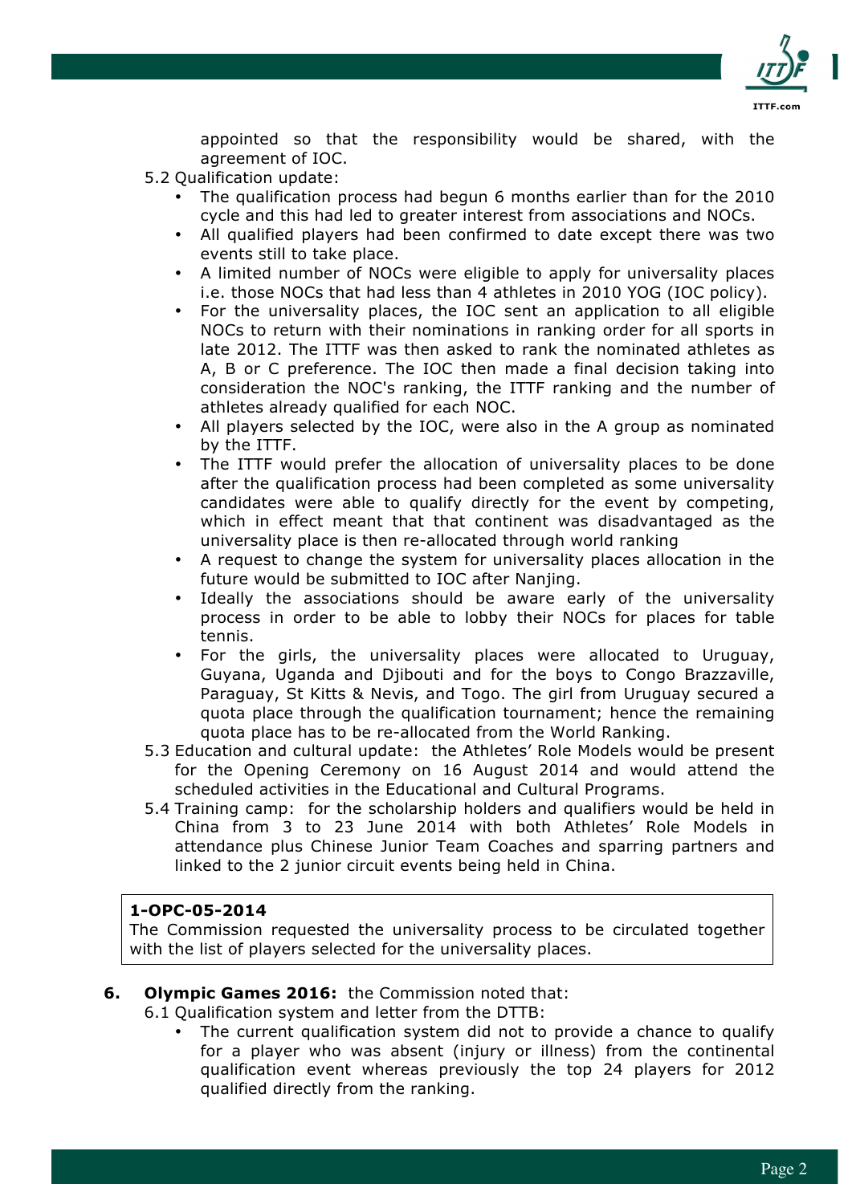appointed so that the responsibility would be shared, with the agreement of IOC.

5.2 Qualification update:

- The qualification process had begun 6 months earlier than for the 2010 cycle and this had led to greater interest from associations and NOCs.
- All qualified players had been confirmed to date except there was two events still to take place.
- A limited number of NOCs were eligible to apply for universality places i.e. those NOCs that had less than 4 athletes in 2010 YOG (IOC policy).
- For the universality places, the IOC sent an application to all eligible NOCs to return with their nominations in ranking order for all sports in late 2012. The ITTF was then asked to rank the nominated athletes as A, B or C preference. The IOC then made a final decision taking into consideration the NOC's ranking, the ITTF ranking and the number of athletes already qualified for each NOC.
- All players selected by the IOC, were also in the A group as nominated by the ITTF.
- The ITTF would prefer the allocation of universality places to be done after the qualification process had been completed as some universality candidates were able to qualify directly for the event by competing, which in effect meant that that continent was disadvantaged as the universality place is then re-allocated through world ranking
- A request to change the system for universality places allocation in the future would be submitted to IOC after Nanjing.
- Ideally the associations should be aware early of the universality process in order to be able to lobby their NOCs for places for table tennis.
- For the girls, the universality places were allocated to Uruguay, Guyana, Uganda and Djibouti and for the boys to Congo Brazzaville, Paraguay, St Kitts & Nevis, and Togo. The girl from Uruguay secured a quota place through the qualification tournament; hence the remaining quota place has to be re-allocated from the World Ranking.

5.3 Education and cultural update: the Athletes' Role Models would be present for the Opening Ceremony on 16 August 2014 and would attend the scheduled activities in the Educational and Cultural Programs.

5.4 Training camp: for the scholarship holders and qualifiers would be held in China from 3 to 23 June 2014 with both Athletes' Role Models in attendance plus Chinese Junior Team Coaches and sparring partners and linked to the 2 junior circuit events being held in China.

> **1-OPC-05-2014**
> The Commission requested the universality process to be circulated together with the list of players selected for the universality places.

**6. Olympic Games 2016:** the Commission noted that:

6.1 Qualification system and letter from the DTTB:

- The current qualification system did not to provide a chance to qualify for a player who was absent (injury or illness) from the continental qualification event whereas previously the top 24 players for 2012 qualified directly from the ranking.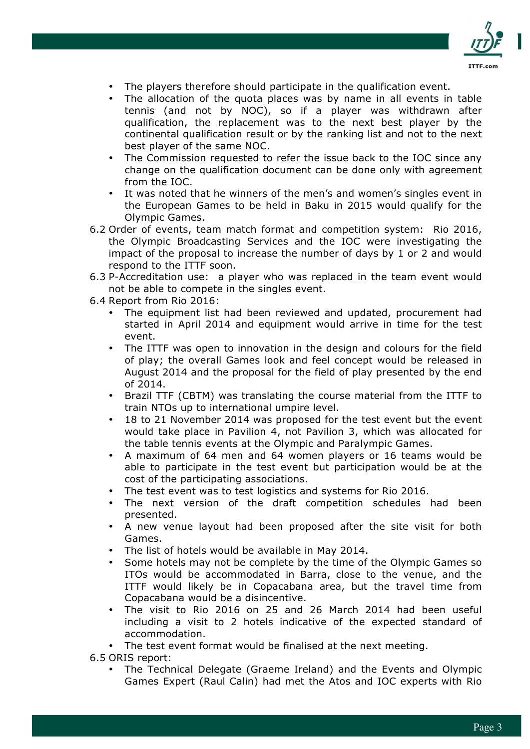- The players therefore should participate in the qualification event.
- The allocation of the quota places was by name in all events in table tennis (and not by NOC), so if a player was withdrawn after qualification, the replacement was to the next best player by the continental qualification result or by the ranking list and not to the next best player of the same NOC.
- The Commission requested to refer the issue back to the IOC since any change on the qualification document can be done only with agreement from the IOC.
- It was noted that he winners of the men's and women's singles event in the European Games to be held in Baku in 2015 would qualify for the Olympic Games.

6.2 Order of events, team match format and competition system: Rio 2016, the Olympic Broadcasting Services and the IOC were investigating the impact of the proposal to increase the number of days by 1 or 2 and would respond to the ITTF soon.

6.3 P-Accreditation use: a player who was replaced in the team event would not be able to compete in the singles event.

6.4 Report from Rio 2016:

- The equipment list had been reviewed and updated, procurement had started in April 2014 and equipment would arrive in time for the test event.
- The ITTF was open to innovation in the design and colours for the field of play; the overall Games look and feel concept would be released in August 2014 and the proposal for the field of play presented by the end of 2014.
- Brazil TTF (CBTM) was translating the course material from the ITTF to train NTOs up to international umpire level.
- 18 to 21 November 2014 was proposed for the test event but the event would take place in Pavilion 4, not Pavilion 3, which was allocated for the table tennis events at the Olympic and Paralympic Games.
- A maximum of 64 men and 64 women players or 16 teams would be able to participate in the test event but participation would be at the cost of the participating associations.
- The test event was to test logistics and systems for Rio 2016.
- The next version of the draft competition schedules had been presented.
- A new venue layout had been proposed after the site visit for both Games.
- The list of hotels would be available in May 2014.
- Some hotels may not be complete by the time of the Olympic Games so ITOs would be accommodated in Barra, close to the venue, and the ITTF would likely be in Copacabana area, but the travel time from Copacabana would be a disincentive.
- The visit to Rio 2016 on 25 and 26 March 2014 had been useful including a visit to 2 hotels indicative of the expected standard of accommodation.
- The test event format would be finalised at the next meeting.

6.5 ORIS report:

- The Technical Delegate (Graeme Ireland) and the Events and Olympic Games Expert (Raul Calin) had met the Atos and IOC experts with Rio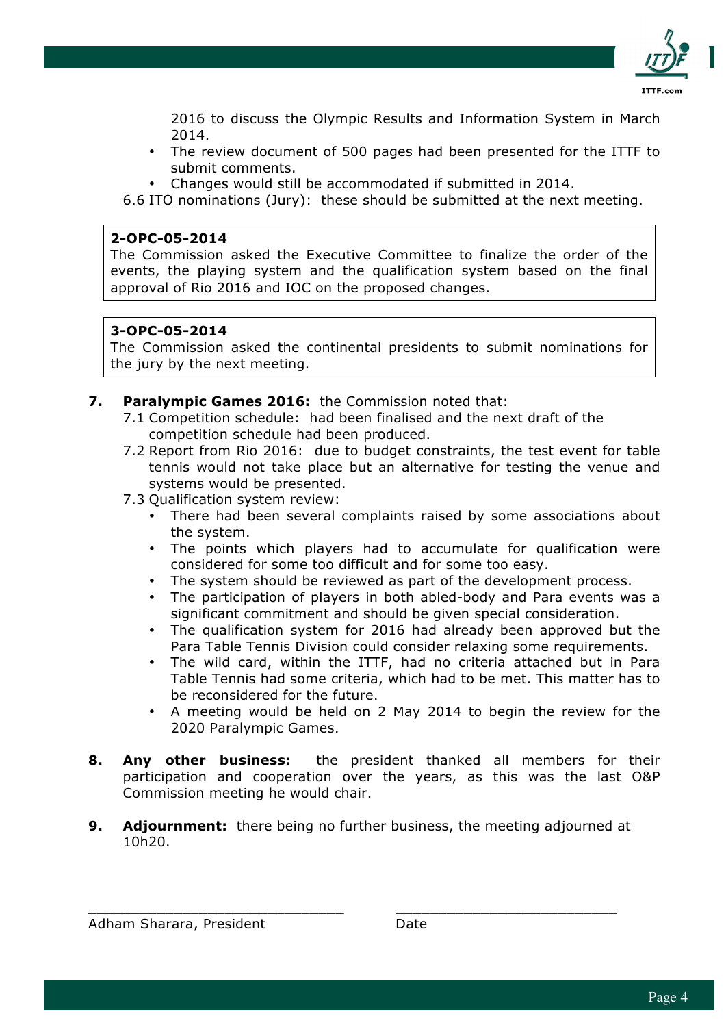2016 to discuss the Olympic Results and Information System in March 2014.

- The review document of 500 pages had been presented for the ITTF to submit comments.
- Changes would still be accommodated if submitted in 2014.

6.6 ITO nominations (Jury): these should be submitted at the next meeting.

> **2-OPC-05-2014**
> The Commission asked the Executive Committee to finalize the order of the events, the playing system and the qualification system based on the final approval of Rio 2016 and IOC on the proposed changes.

> **3-OPC-05-2014**
> The Commission asked the continental presidents to submit nominations for the jury by the next meeting.

**7. Paralympic Games 2016:** the Commission noted that:

7.1 Competition schedule: had been finalised and the next draft of the competition schedule had been produced.

7.2 Report from Rio 2016: due to budget constraints, the test event for table tennis would not take place but an alternative for testing the venue and systems would be presented.

7.3 Qualification system review:

- There had been several complaints raised by some associations about the system.
- The points which players had to accumulate for qualification were considered for some too difficult and for some too easy.
- The system should be reviewed as part of the development process.
- The participation of players in both abled-body and Para events was a significant commitment and should be given special consideration.
- The qualification system for 2016 had already been approved but the Para Table Tennis Division could consider relaxing some requirements.
- The wild card, within the ITTF, had no criteria attached but in Para Table Tennis had some criteria, which had to be met. This matter has to be reconsidered for the future.
- A meeting would be held on 2 May 2014 to begin the review for the 2020 Paralympic Games.

**8. Any other business:** the president thanked all members for their participation and cooperation over the years, as this was the last O&P Commission meeting he would chair.

**9. Adjournment:** there being no further business, the meeting adjourned at 10h20.

\_\_\_\_\_\_\_\_\_\_\_\_\_\_\_\_\_\_\_\_\_\_\_\_\_\_\_\_\_\_ \_\_\_\_\_\_\_\_\_\_\_\_\_\_\_\_\_\_\_\_\_\_\_\_\_\_\_\_\_\_

Adham Sharara, President Date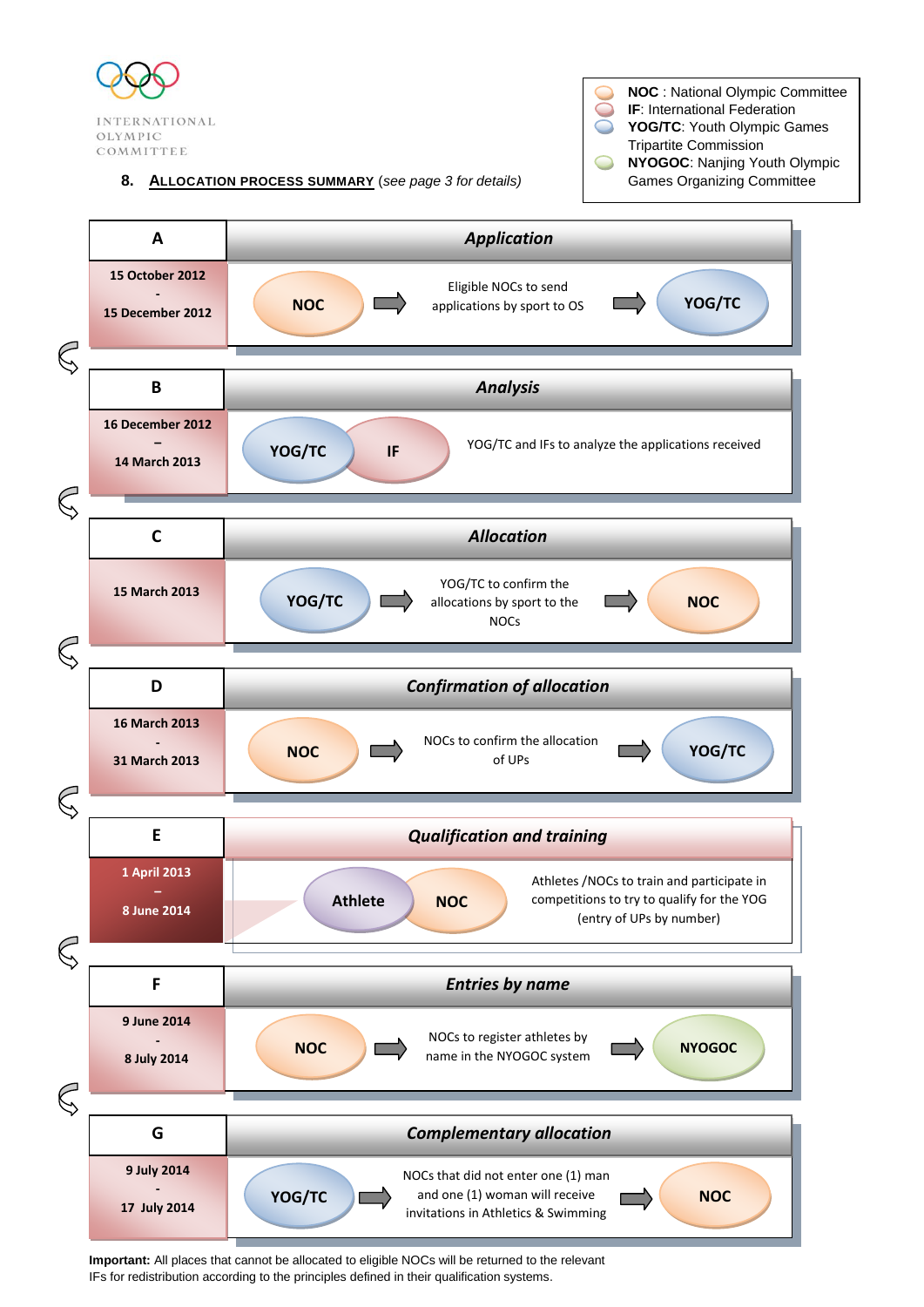INTERNATIONAL OLYMPIC COMMITTEE

## 8. ALLOCATION PROCESS SUMMARY *(see page 3 for details)*

**NOC** : National Olympic Committee
**IF**: International Federation
**YOG/TC**: Youth Olympic Games Tripartite Commission
**NYOGOC**: Nanjing Youth Olympic Games Organizing Committee

### A — *Application*

**15 October 2012 - 15 December 2012**

NOC → Eligible NOCs to send applications by sport to OS → YOG/TC

### B — *Analysis*

**16 December 2012 – 14 March 2013**

YOG/TC, IF: YOG/TC and IFs to analyze the applications received

### C — *Allocation*

**15 March 2013**

YOG/TC → YOG/TC to confirm the allocations by sport to the NOCs → NOC

### D — *Confirmation of allocation*

**16 March 2013 - 31 March 2013**

NOC → NOCs to confirm the allocation of UPs → YOG/TC

### E — *Qualification and training*

**1 April 2013 – 8 June 2014**

Athlete, NOC: Athletes /NOCs to train and participate in competitions to try to qualify for the YOG (entry of UPs by number)

### F — *Entries by name*

**9 June 2014 - 8 July 2014**

NOC → NOCs to register athletes by name in the NYOGOC system → NYOGOC

### G — *Complementary allocation*

**9 July 2014 - 17 July 2014**

YOG/TC → NOCs that did not enter one (1) man and one (1) woman will receive invitations in Athletics & Swimming → NOC

**Important:** All places that cannot be allocated to eligible NOCs will be returned to the relevant IFs for redistribution according to the principles defined in their qualification systems.